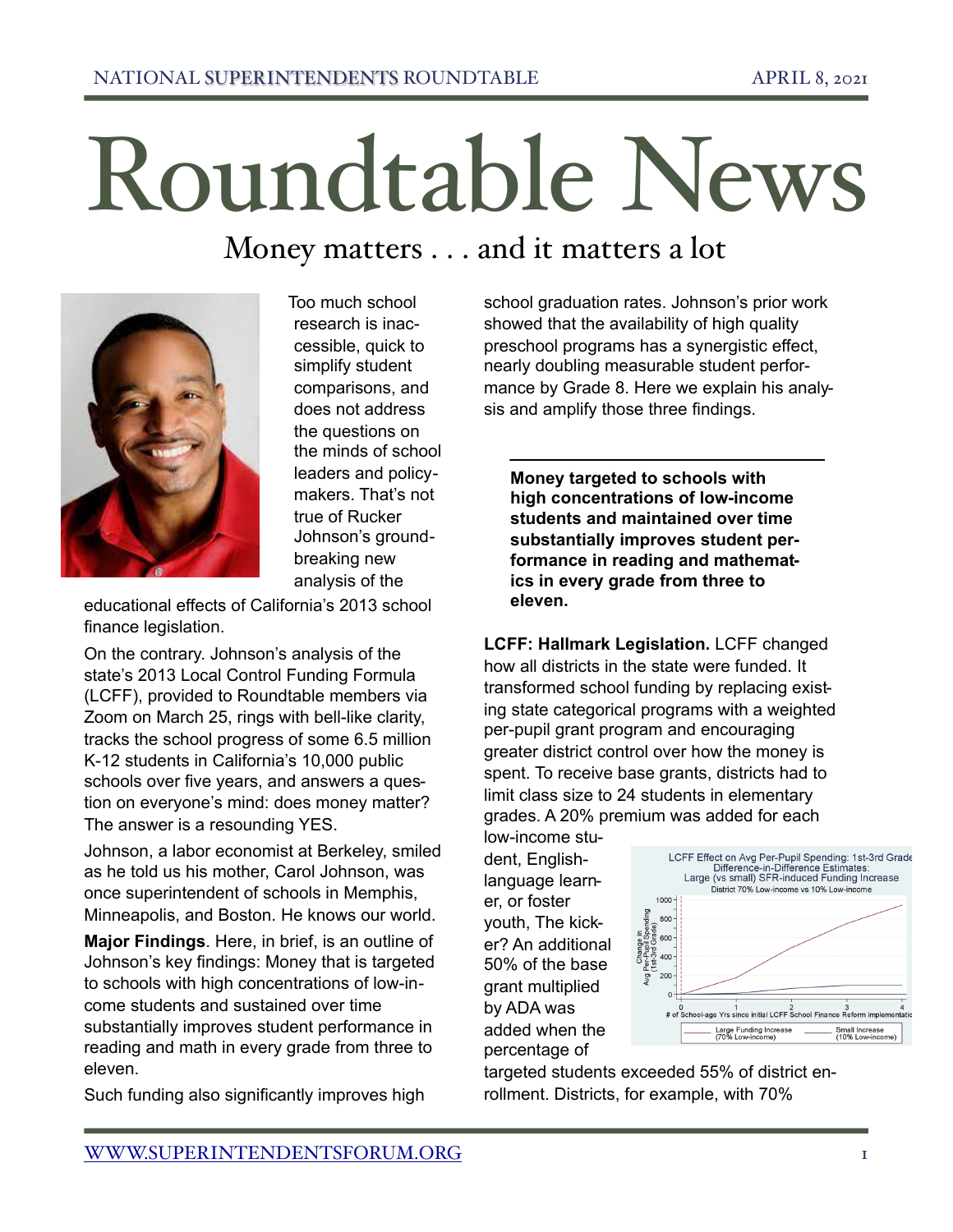# Roundtable News

## Money matters . . . and it matters a lot

Too much school research is inaccessible, quick to simplify student comparisons, and does not address the questions on the minds of school leaders and policymakers. That's not true of Rucker Johnson's groundbreaking new analysis of the educational effects of California's 2013 school finance legislation.

On the contrary. Johnson's analysis of the state's 2013 Local Control Funding Formula (LCFF), provided to Roundtable members via Zoom on March 25, rings with bell-like clarity, tracks the school progress of some 6.5 million K-12 students in California's 10,000 public schools over five years, and answers a question on everyone's mind: does money matter? The answer is a resounding YES.

Johnson, a labor economist at Berkeley, smiled as he told us his mother, Carol Johnson, was once superintendent of schools in Memphis, Minneapolis, and Boston. He knows our world.

**Major Findings**. Here, in brief, is an outline of Johnson's key findings: Money that is targeted to schools with high concentrations of low-income students and sustained over time substantially improves student performance in reading and math in every grade from three to eleven.

Such funding also significantly improves high school graduation rates. Johnson's prior work showed that the availability of high quality preschool programs has a synergistic effect, nearly doubling measurable student performance by Grade 8. Here we explain his analysis and amplify those three findings.

> **Money targeted to schools with high concentrations of low-income students and maintained over time substantially improves student performance in reading and mathematics in every grade from three to eleven.**

**LCFF: Hallmark Legislation.** LCFF changed how all districts in the state were funded. It transformed school funding by replacing existing state categorical programs with a weighted per-pupil grant program and encouraging greater district control over how the money is spent. To receive base grants, districts had to limit class size to 24 students in elementary grades. A 20% premium was added for each low-income student, English-language learner, or foster youth, The kicker? An additional 50% of the base grant multiplied by ADA was added when the percentage of targeted students exceeded 55% of district enrollment. Districts, for example, with 70%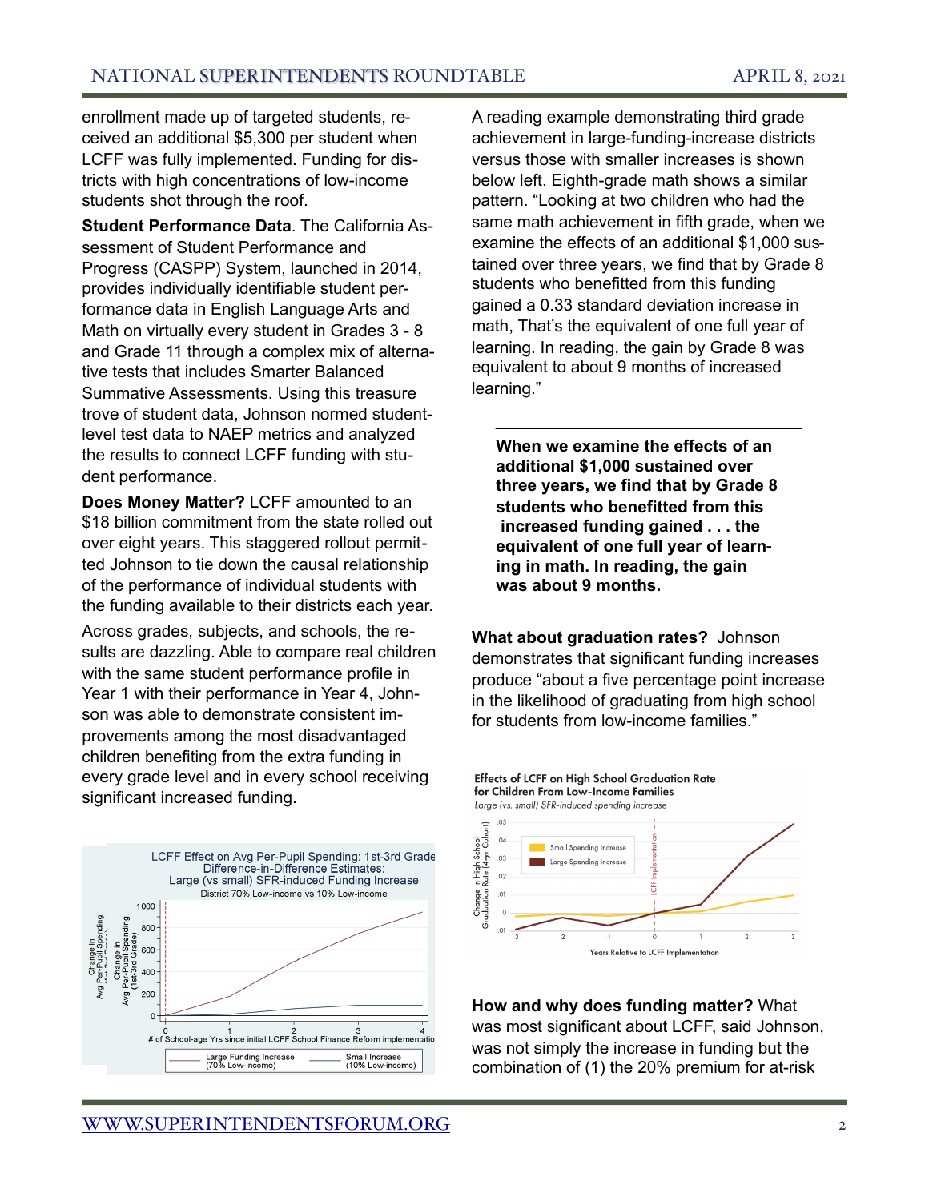enrollment made up of targeted students, received an additional $5,300 per student when LCFF was fully implemented. Funding for districts with high concentrations of low-income students shot through the roof.

**Student Performance Data**. The California Assessment of Student Performance and Progress (CASPP) System, launched in 2014, provides individually identifiable student performance data in English Language Arts and Math on virtually every student in Grades 3 - 8 and Grade 11 through a complex mix of alternative tests that includes Smarter Balanced Summative Assessments. Using this treasure trove of student data, Johnson normed student-level test data to NAEP metrics and analyzed the results to connect LCFF funding with student performance.

**Does Money Matter?** LCFF amounted to an $18 billion commitment from the state rolled out over eight years. This staggered rollout permitted Johnson to tie down the causal relationship of the performance of individual students with the funding available to their districts each year.

Across grades, subjects, and schools, the results are dazzling. Able to compare real children with the same student performance profile in Year 1 with their performance in Year 4, Johnson was able to demonstrate consistent improvements among the most disadvantaged children benefiting from the extra funding in every grade level and in every school receiving significant increased funding.

A reading example demonstrating third grade achievement in large-funding-increase districts versus those with smaller increases is shown below left. Eighth-grade math shows a similar pattern. "Looking at two children who had the same math achievement in fifth grade, when we examine the effects of an additional $1,000 sustained over three years, we find that by Grade 8 students who benefitted from this funding gained a 0.33 standard deviation increase in math, That's the equivalent of one full year of learning. In reading, the gain by Grade 8 was equivalent to about 9 months of increased learning."

**When we examine the effects of an additional $1,000 sustained over three years, we find that by Grade 8 students who benefitted from this increased funding gained . . . the equivalent of one full year of learning in math. In reading, the gain was about 9 months.**

**What about graduation rates?** Johnson demonstrates that significant funding increases produce "about a five percentage point increase in the likelihood of graduating from high school for students from low-income families."

**How and why does funding matter?** What was most significant about LCFF, said Johnson, was not simply the increase in funding but the combination of (1) the 20% premium for at-risk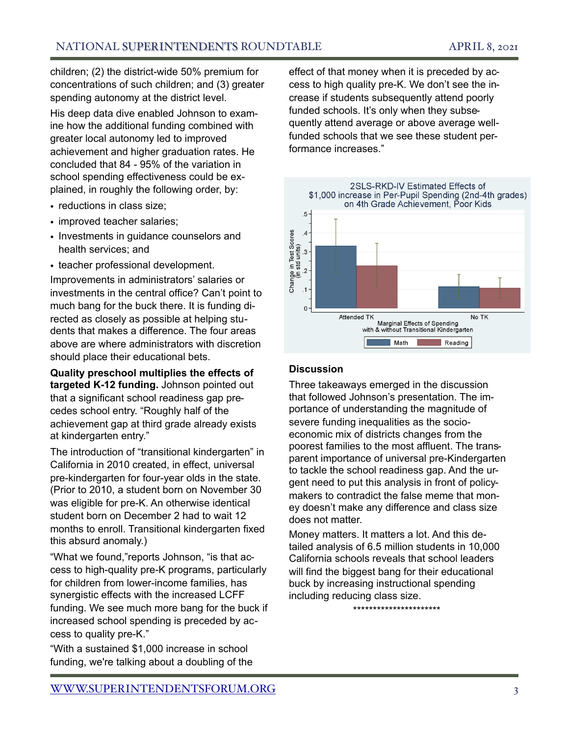children; (2) the district-wide 50% premium for concentrations of such children; and (3) greater spending autonomy at the district level.

His deep data dive enabled Johnson to examine how the additional funding combined with greater local autonomy led to improved achievement and higher graduation rates. He concluded that 84 - 95% of the variation in school spending effectiveness could be explained, in roughly the following order, by:

- reductions in class size;
- improved teacher salaries;
- Investments in guidance counselors and health services; and
- teacher professional development.

Improvements in administrators' salaries or investments in the central office? Can't point to much bang for the buck there. It is funding directed as closely as possible at helping students that makes a difference. The four areas above are where administrators with discretion should place their educational bets.

**Quality preschool multiplies the effects of targeted K-12 funding.** Johnson pointed out that a significant school readiness gap precedes school entry. "Roughly half of the achievement gap at third grade already exists at kindergarten entry."

The introduction of "transitional kindergarten" in California in 2010 created, in effect, universal pre-kindergarten for four-year olds in the state. (Prior to 2010, a student born on November 30 was eligible for pre-K. An otherwise identical student born on December 2 had to wait 12 months to enroll. Transitional kindergarten fixed this absurd anomaly.)

"What we found,"reports Johnson, "is that access to high-quality pre-K programs, particularly for children from lower-income families, has synergistic effects with the increased LCFF funding. We see much more bang for the buck if increased school spending is preceded by access to quality pre-K."

"With a sustained $1,000 increase in school funding, we're talking about a doubling of the effect of that money when it is preceded by access to high quality pre-K. We don't see the increase if students subsequently attend poorly funded schools. It's only when they subsequently attend average or above average well-funded schools that we see these student performance increases."

2SLS-RKD-IV Estimated Effects of
$1,000 increase in Per-Pupil Spending (2nd-4th grades)
on 4th Grade Achievement, Poor Kids

Change in Test Scores (in std units)

0
.1
.2
.3
.4
.5

Attended TK
No TK

Marginal Effects of Spending
with & without Transitional Kindergarten

Math
Reading

## Discussion

Three takeaways emerged in the discussion that followed Johnson's presentation. The importance of understanding the magnitude of severe funding inequalities as the socio-economic mix of districts changes from the poorest families to the most affluent. The transparent importance of universal pre-Kindergarten to tackle the school readiness gap. And the urgent need to put this analysis in front of policy-makers to contradict the false meme that money doesn't make any difference and class size does not matter.

Money matters. It matters a lot. And this detailed analysis of 6.5 million students in 10,000 California schools reveals that school leaders will find the biggest bang for their educational buck by increasing instructional spending including reducing class size.

**********************